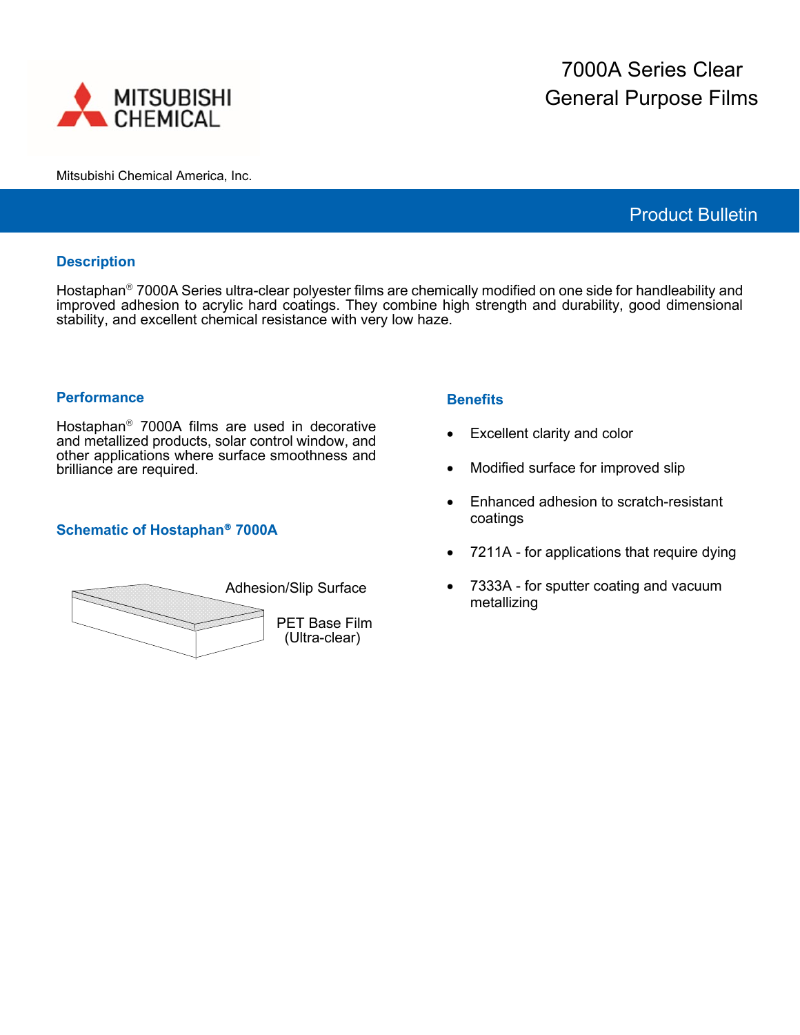MITSUBISHI CHEMICAL

# 7000A Series Clear General Purpose Films

Mitsubishi Chemical America, Inc.

Product Bulletin

## Description

Hostaphan® 7000A Series ultra-clear polyester films are chemically modified on one side for handleability and improved adhesion to acrylic hard coatings. They combine high strength and durability, good dimensional stability, and excellent chemical resistance with very low haze.

## Performance

Hostaphan® 7000A films are used in decorative and metallized products, solar control window, and other applications where surface smoothness and brilliance are required.

## Schematic of Hostaphan® 7000A

Adhesion/Slip Surface

PET Base Film (Ultra-clear)

## Benefits

- Excellent clarity and color
- Modified surface for improved slip
- Enhanced adhesion to scratch-resistant coatings
- 7211A - for applications that require dying
- 7333A - for sputter coating and vacuum metallizing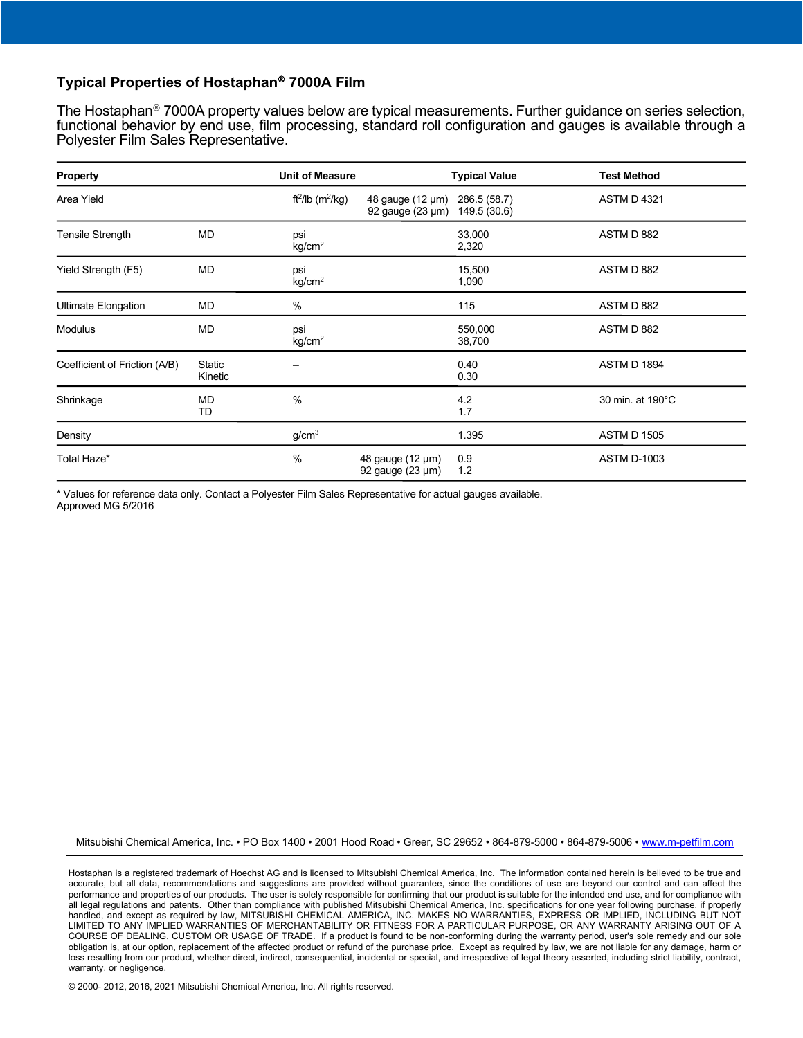## Typical Properties of Hostaphan® 7000A Film

The Hostaphan® 7000A property values below are typical measurements. Further guidance on series selection, functional behavior by end use, film processing, standard roll configuration and gauges is available through a Polyester Film Sales Representative.

| Property | | Unit of Measure | | Typical Value | Test Method |
|---|---|---|---|---|---|
| Area Yield | | $ft^2/lb$ ($m^2/kg$) | 48 gauge (12 µm)<br>92 gauge (23 µm) | 286.5 (58.7)<br>149.5 (30.6) | ASTM D 4321 |
| Tensile Strength | MD | psi<br>$kg/cm^2$ | | 33,000<br>2,320 | ASTM D 882 |
| Yield Strength (F5) | MD | psi<br>$kg/cm^2$ | | 15,500<br>1,090 | ASTM D 882 |
| Ultimate Elongation | MD | % | | 115 | ASTM D 882 |
| Modulus | MD | psi<br>$kg/cm^2$ | | 550,000<br>38,700 | ASTM D 882 |
| Coefficient of Friction (A/B) | Static<br>Kinetic | -- | | 0.40<br>0.30 | ASTM D 1894 |
| Shrinkage | MD<br>TD | % | | 4.2<br>1.7 | 30 min. at 190°C |
| Density | | $g/cm^3$ | | 1.395 | ASTM D 1505 |
| Total Haze* | | % | 48 gauge (12 µm)<br>92 gauge (23 µm) | 0.9<br>1.2 | ASTM D-1003 |

* Values for reference data only. Contact a Polyester Film Sales Representative for actual gauges available.
Approved MG 5/2016

Mitsubishi Chemical America, Inc. • PO Box 1400 • 2001 Hood Road • Greer, SC 29652 • 864-879-5000 • 864-879-5006 • www.m-petfilm.com

Hostaphan is a registered trademark of Hoechst AG and is licensed to Mitsubishi Chemical America, Inc. The information contained herein is believed to be true and accurate, but all data, recommendations and suggestions are provided without guarantee, since the conditions of use are beyond our control and can affect the performance and properties of our products. The user is solely responsible for confirming that our product is suitable for the intended end use, and for compliance with all legal regulations and patents. Other than compliance with published Mitsubishi Chemical America, Inc. specifications for one year following purchase, if properly handled, and except as required by law, MITSUBISHI CHEMICAL AMERICA, INC. MAKES NO WARRANTIES, EXPRESS OR IMPLIED, INCLUDING BUT NOT LIMITED TO ANY IMPLIED WARRANTIES OF MERCHANTABILITY OR FITNESS FOR A PARTICULAR PURPOSE, OR ANY WARRANTY ARISING OUT OF A COURSE OF DEALING, CUSTOM OR USAGE OF TRADE. If a product is found to be non-conforming during the warranty period, user's sole remedy and our sole obligation is, at our option, replacement of the affected product or refund of the purchase price. Except as required by law, we are not liable for any damage, harm or loss resulting from our product, whether direct, indirect, consequential, incidental or special, and irrespective of legal theory asserted, including strict liability, contract, warranty, or negligence.

© 2000- 2012, 2016, 2021 Mitsubishi Chemical America, Inc. All rights reserved.